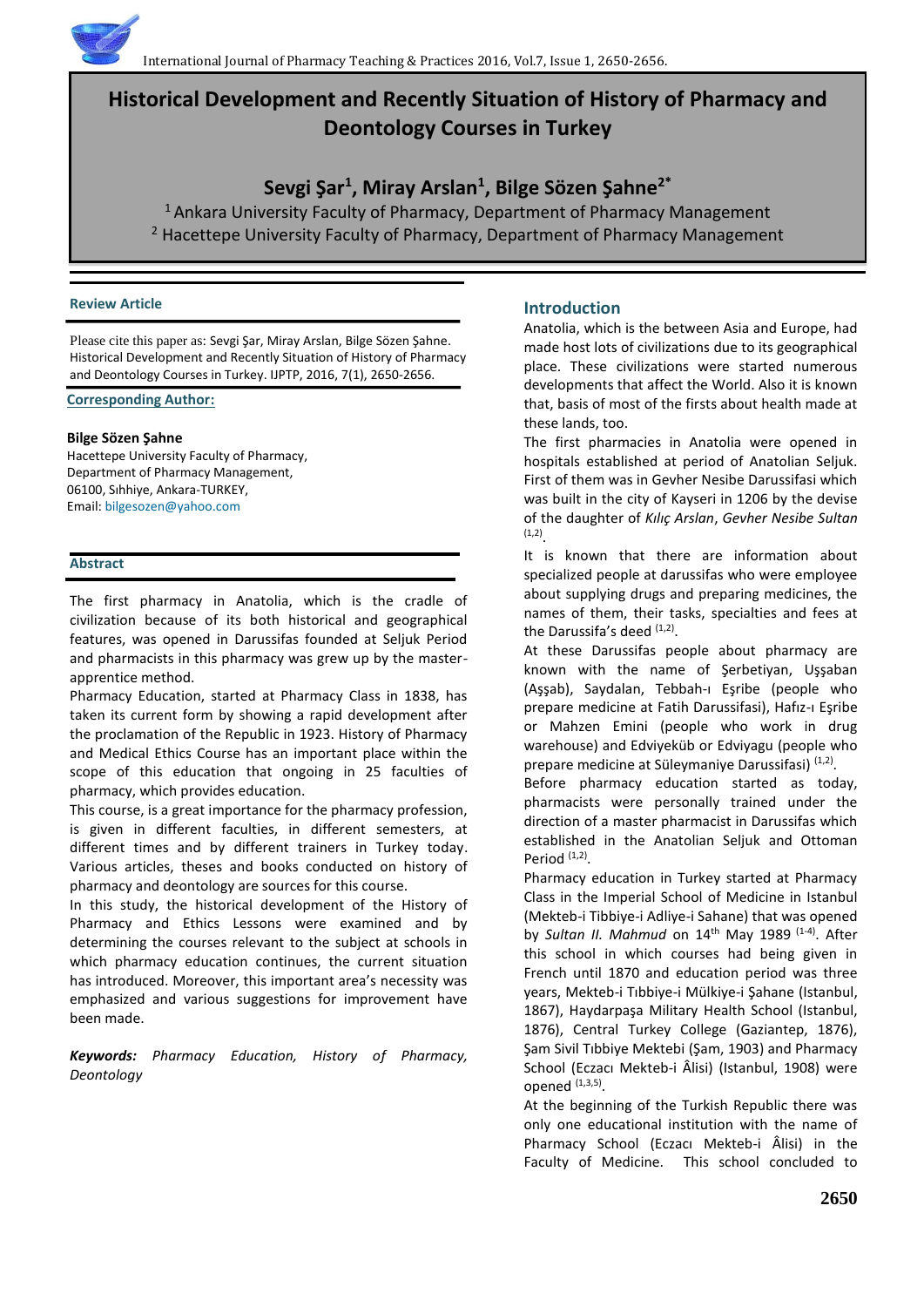# Historical Development and Recently Situation of History of Pharmacy and Deontology Courses in Turkey

## Sevgi Şar[1], Miray Arslan[1], Bilge Sözen Şahne[2*]

[1] Ankara University Faculty of Pharmacy, Department of Pharmacy Management
[2] Hacettepe University Faculty of Pharmacy, Department of Pharmacy Management

**Review Article**

Please cite this paper as: Sevgi Şar, Miray Arslan, Bilge Sözen Şahne. Historical Development and Recently Situation of History of Pharmacy and Deontology Courses in Turkey. IJPTP, 2016, 7(1), 2650-2656.

**Corresponding Author:**

**Bilge Sözen Şahne**
Hacettepe University Faculty of Pharmacy,
Department of Pharmacy Management,
06100, Sıhhiye, Ankara-TURKEY,
Email: bilgesozen@yahoo.com

## Abstract

The first pharmacy in Anatolia, which is the cradle of civilization because of its both historical and geographical features, was opened in Darussifas founded at Seljuk Period and pharmacists in this pharmacy was grew up by the master-apprentice method.

Pharmacy Education, started at Pharmacy Class in 1838, has taken its current form by showing a rapid development after the proclamation of the Republic in 1923. History of Pharmacy and Medical Ethics Course has an important place within the scope of this education that ongoing in 25 faculties of pharmacy, which provides education.

This course, is a great importance for the pharmacy profession, is given in different faculties, in different semesters, at different times and by different trainers in Turkey today. Various articles, theses and books conducted on history of pharmacy and deontology are sources for this course.

In this study, the historical development of the History of Pharmacy and Ethics Lessons were examined and by determining the courses relevant to the subject at schools in which pharmacy education continues, the current situation has introduced. Moreover, this important area's necessity was emphasized and various suggestions for improvement have been made.

***Keywords:*** *Pharmacy Education, History of Pharmacy, Deontology*

## Introduction

Anatolia, which is the between Asia and Europe, had made host lots of civilizations due to its geographical place. These civilizations were started numerous developments that affect the World. Also it is known that, basis of most of the firsts about health made at these lands, too.

The first pharmacies in Anatolia were opened in hospitals established at period of Anatolian Seljuk. First of them was in Gevher Nesibe Darussifasi which was built in the city of Kayseri in 1206 by the devise of the daughter of *Kılıç Arslan*, *Gevher Nesibe Sultan* [1,2].

It is known that there are information about specialized people at darussifas who were employee about supplying drugs and preparing medicines, the names of them, their tasks, specialties and fees at the Darussifa's deed [1,2].

At these Darussifas people about pharmacy are known with the name of Şerbetiyan, Uşşaban (Aşşab), Saydalan, Tebbah-ı Eşribe (people who prepare medicine at Fatih Darussifasi), Hafız-ı Eşribe or Mahzen Emini (people who work in drug warehouse) and Edviyeküb or Edviyagu (people who prepare medicine at Süleymaniye Darussifasi) [1,2].

Before pharmacy education started as today, pharmacists were personally trained under the direction of a master pharmacist in Darussifas which established in the Anatolian Seljuk and Ottoman Period [1,2].

Pharmacy education in Turkey started at Pharmacy Class in the Imperial School of Medicine in Istanbul (Mekteb-i Tibbiye-i Adliye-i Sahane) that was opened by *Sultan II. Mahmud* on 14th May 1989 [1-4]. After this school in which courses had being given in French until 1870 and education period was three years, Mekteb-i Tıbbiye-i Mülkiye-i Şahane (Istanbul, 1867), Haydarpaşa Military Health School (Istanbul, 1876), Central Turkey College (Gaziantep, 1876), Şam Sivil Tıbbiye Mektebi (Şam, 1903) and Pharmacy School (Eczacı Mekteb-i Âlisi) (Istanbul, 1908) were opened [1,3,5].

At the beginning of the Turkish Republic there was only one educational institution with the name of Pharmacy School (Eczacı Mekteb-i Âlisi) in the Faculty of Medicine. This school concluded to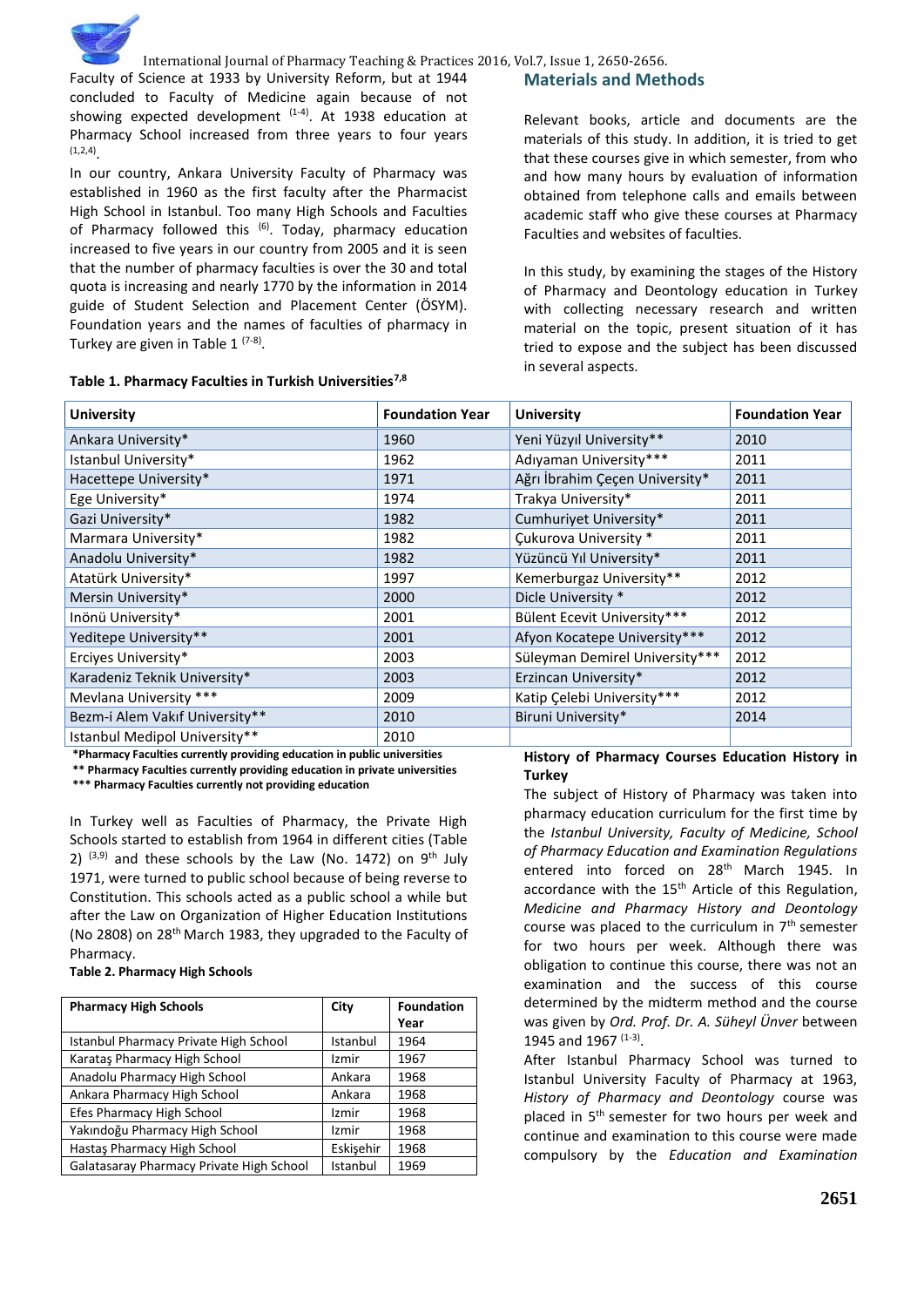Faculty of Science at 1933 by University Reform, but at 1944 concluded to Faculty of Medicine again because of not showing expected development [1-4]. At 1938 education at Pharmacy School increased from three years to four years [1,2,4].

In our country, Ankara University Faculty of Pharmacy was established in 1960 as the first faculty after the Pharmacist High School in Istanbul. Too many High Schools and Faculties of Pharmacy followed this [6]. Today, pharmacy education increased to five years in our country from 2005 and it is seen that the number of pharmacy faculties is over the 30 and total quota is increasing and nearly 1770 by the information in 2014 guide of Student Selection and Placement Center (ÖSYM). Foundation years and the names of faculties of pharmacy in Turkey are given in Table 1 [7-8].

**Table 1. Pharmacy Faculties in Turkish Universities[7,8]**

| University | Foundation Year | University | Foundation Year |
|---|---|---|---|
| Ankara University* | 1960 | Yeni Yüzyıl University** | 2010 |
| Istanbul University* | 1962 | Adıyaman University*** | 2011 |
| Hacettepe University* | 1971 | Ağrı İbrahim Çeçen University* | 2011 |
| Ege University* | 1974 | Trakya University* | 2011 |
| Gazi University* | 1982 | Cumhuriyet University* | 2011 |
| Marmara University* | 1982 | Çukurova University * | 2011 |
| Anadolu University* | 1982 | Yüzüncü Yıl University* | 2011 |
| Atatürk University* | 1997 | Kemerburgaz University** | 2012 |
| Mersin University* | 2000 | Dicle University * | 2012 |
| Inönü University* | 2001 | Bülent Ecevit University*** | 2012 |
| Yeditepe University** | 2001 | Afyon Kocatepe University*** | 2012 |
| Erciyes University* | 2003 | Süleyman Demirel University*** | 2012 |
| Karadeniz Teknik University* | 2003 | Erzincan University* | 2012 |
| Mevlana University *** | 2009 | Katip Çelebi University*** | 2012 |
| Bezm-i Alem Vakıf University** | 2010 | Biruni University* | 2014 |
| Istanbul Medipol University** | 2010 | | |

**\*Pharmacy Faculties currently providing education in public universities**
**\*\* Pharmacy Faculties currently providing education in private universities**
**\*\*\* Pharmacy Faculties currently not providing education**

In Turkey well as Faculties of Pharmacy, the Private High Schools started to establish from 1964 in different cities (Table 2) [3,9] and these schools by the Law (No. 1472) on 9th July 1971, were turned to public school because of being reverse to Constitution. This schools acted as a public school a while but after the Law on Organization of Higher Education Institutions (No 2808) on 28th March 1983, they upgraded to the Faculty of Pharmacy.

**Table 2. Pharmacy High Schools**

| Pharmacy High Schools | City | Foundation Year |
|---|---|---|
| Istanbul Pharmacy Private High School | Istanbul | 1964 |
| Karataş Pharmacy High School | Izmir | 1967 |
| Anadolu Pharmacy High School | Ankara | 1968 |
| Ankara Pharmacy High School | Ankara | 1968 |
| Efes Pharmacy High School | Izmir | 1968 |
| Yakındoğu Pharmacy High School | Izmir | 1968 |
| Hastaş Pharmacy High School | Eskişehir | 1968 |
| Galatasaray Pharmacy Private High School | Istanbul | 1969 |

## Materials and Methods

Relevant books, article and documents are the materials of this study. In addition, it is tried to get that these courses give in which semester, from who and how many hours by evaluation of information obtained from telephone calls and emails between academic staff who give these courses at Pharmacy Faculties and websites of faculties.

In this study, by examining the stages of the History of Pharmacy and Deontology education in Turkey with collecting necessary research and written material on the topic, present situation of it has tried to expose and the subject has been discussed in several aspects.

### History of Pharmacy Courses Education History in Turkey

The subject of History of Pharmacy was taken into pharmacy education curriculum for the first time by the *Istanbul University, Faculty of Medicine, School of Pharmacy Education and Examination Regulations* entered into forced on 28th March 1945. In accordance with the 15th Article of this Regulation, *Medicine and Pharmacy History and Deontology* course was placed to the curriculum in 7th semester for two hours per week. Although there was obligation to continue this course, there was not an examination and the success of this course determined by the midterm method and the course was given by *Ord. Prof. Dr. A. Süheyl Ünver* between 1945 and 1967 [1-3].

After Istanbul Pharmacy School was turned to Istanbul University Faculty of Pharmacy at 1963, *History of Pharmacy and Deontology* course was placed in 5th semester for two hours per week and continue and examination to this course were made compulsory by the *Education and Examination*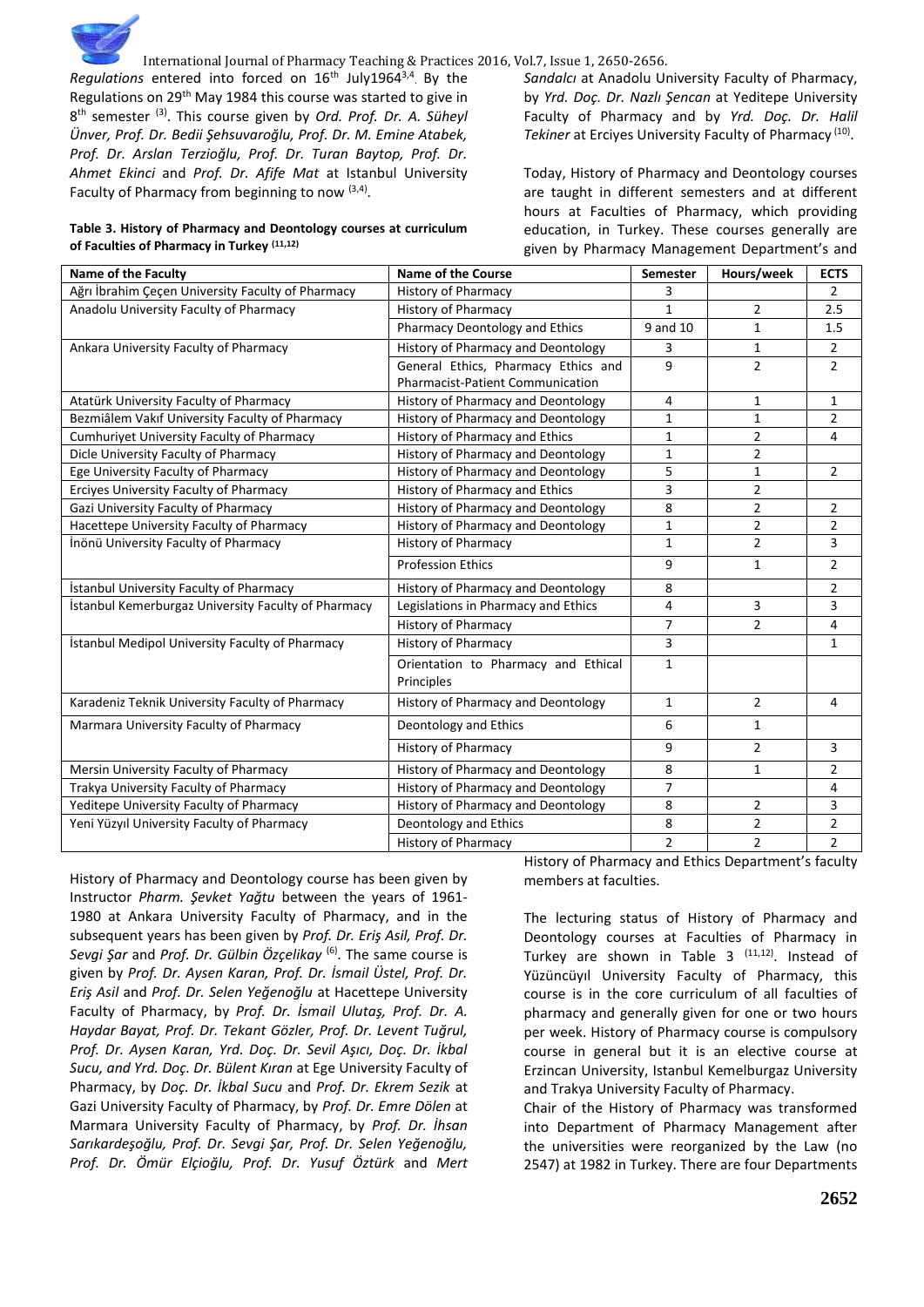*Regulations* entered into forced on 16th July1964[3,4]. By the Regulations on 29th May 1984 this course was started to give in 8th semester [3]. This course given by *Ord. Prof. Dr. A. Süheyl Ünver, Prof. Dr. Bedii Şehsuvaroğlu, Prof. Dr. M. Emine Atabek, Prof. Dr. Arslan Terzioğlu, Prof. Dr. Turan Baytop, Prof. Dr. Ahmet Ekinci* and *Prof. Dr. Afife Mat* at Istanbul University Faculty of Pharmacy from beginning to now [3,4].

**Table 3. History of Pharmacy and Deontology courses at curriculum of Faculties of Pharmacy in Turkey [11,12]**

| Name of the Faculty | Name of the Course | Semester | Hours/week | ECTS |
|---|---|---|---|---|
| Ağrı İbrahim Çeçen University Faculty of Pharmacy | History of Pharmacy | 3 | | 2 |
| Anadolu University Faculty of Pharmacy | History of Pharmacy | 1 | 2 | 2.5 |
| | Pharmacy Deontology and Ethics | 9 and 10 | 1 | 1.5 |
| Ankara University Faculty of Pharmacy | History of Pharmacy and Deontology | 3 | 1 | 2 |
| | General Ethics, Pharmacy Ethics and Pharmacist-Patient Communication | 9 | 2 | 2 |
| Atatürk University Faculty of Pharmacy | History of Pharmacy and Deontology | 4 | 1 | 1 |
| Bezmiâlem Vakıf University Faculty of Pharmacy | History of Pharmacy and Deontology | 1 | 1 | 2 |
| Cumhuriyet University Faculty of Pharmacy | History of Pharmacy and Ethics | 1 | 2 | 4 |
| Dicle University Faculty of Pharmacy | History of Pharmacy and Deontology | 1 | 2 | |
| Ege University Faculty of Pharmacy | History of Pharmacy and Deontology | 5 | 1 | 2 |
| Erciyes University Faculty of Pharmacy | History of Pharmacy and Ethics | 3 | 2 | |
| Gazi University Faculty of Pharmacy | History of Pharmacy and Deontology | 8 | 2 | 2 |
| Hacettepe University Faculty of Pharmacy | History of Pharmacy and Deontology | 1 | 2 | 2 |
| İnönü University Faculty of Pharmacy | History of Pharmacy | 1 | 2 | 3 |
| | Profession Ethics | 9 | 1 | 2 |
| İstanbul University Faculty of Pharmacy | History of Pharmacy and Deontology | 8 | | 2 |
| İstanbul Kemerburgaz University Faculty of Pharmacy | Legislations in Pharmacy and Ethics | 4 | 3 | 3 |
| | History of Pharmacy | 7 | 2 | 4 |
| İstanbul Medipol University Faculty of Pharmacy | History of Pharmacy | 3 | | 1 |
| | Orientation to Pharmacy and Ethical Principles | 1 | | |
| Karadeniz Teknik University Faculty of Pharmacy | History of Pharmacy and Deontology | 1 | 2 | 4 |
| Marmara University Faculty of Pharmacy | Deontology and Ethics | 6 | 1 | |
| | History of Pharmacy | 9 | 2 | 3 |
| Mersin University Faculty of Pharmacy | History of Pharmacy and Deontology | 8 | 1 | 2 |
| Trakya University Faculty of Pharmacy | History of Pharmacy and Deontology | 7 | | 4 |
| Yeditepe University Faculty of Pharmacy | History of Pharmacy and Deontology | 8 | 2 | 3 |
| Yeni Yüzyıl University Faculty of Pharmacy | Deontology and Ethics | 8 | 2 | 2 |
| | History of Pharmacy | 2 | 2 | 2 |

History of Pharmacy and Deontology course has been given by Instructor *Pharm. Şevket Yağtu* between the years of 1961-1980 at Ankara University Faculty of Pharmacy, and in the subsequent years has been given by *Prof. Dr. Eriş Asil, Prof. Dr. Sevgi Şar* and *Prof. Dr. Gülbin Özçelikay* [6]. The same course is given by *Prof. Dr. Aysen Karan, Prof. Dr. İsmail Üstel, Prof. Dr. Eriş Asil* and *Prof. Dr. Selen Yeğenoğlu* at Hacettepe University Faculty of Pharmacy, by *Prof. Dr. İsmail Ulutaş, Prof. Dr. A. Haydar Bayat, Prof. Dr. Tekant Gözler, Prof. Dr. Levent Tuğrul, Prof. Dr. Aysen Karan, Yrd. Doç. Dr. Sevil Aşıcı, Doç. Dr. İkbal Sucu, and Yrd. Doç. Dr. Bülent Kıran* at Ege University Faculty of Pharmacy, by *Doç. Dr. İkbal Sucu* and *Prof. Dr. Ekrem Sezik* at Gazi University Faculty of Pharmacy, by *Prof. Dr. Emre Dölen* at Marmara University Faculty of Pharmacy, by *Prof. Dr. İhsan Sarıkardeşoğlu, Prof. Dr. Sevgi Şar, Prof. Dr. Selen Yeğenoğlu, Prof. Dr. Ömür Elçioğlu, Prof. Dr. Yusuf Öztürk* and *Mert Sandalcı* at Anadolu University Faculty of Pharmacy, by *Yrd. Doç. Dr. Nazlı Şencan* at Yeditepe University Faculty of Pharmacy and by *Yrd. Doç. Dr. Halil Tekiner* at Erciyes University Faculty of Pharmacy [10].

Today, History of Pharmacy and Deontology courses are taught in different semesters and at different hours at Faculties of Pharmacy, which providing education, in Turkey. These courses generally are given by Pharmacy Management Department's and History of Pharmacy and Ethics Department's faculty members at faculties.

The lecturing status of History of Pharmacy and Deontology courses at Faculties of Pharmacy in Turkey are shown in Table 3 [11,12]. Instead of Yüzüncüyıl University Faculty of Pharmacy, this course is in the core curriculum of all faculties of pharmacy and generally given for one or two hours per week. History of Pharmacy course is compulsory course in general but it is an elective course at Erzincan University, Istanbul Kemelburgaz University and Trakya University Faculty of Pharmacy.

Chair of the History of Pharmacy was transformed into Department of Pharmacy Management after the universities were reorganized by the Law (no 2547) at 1982 in Turkey. There are four Departments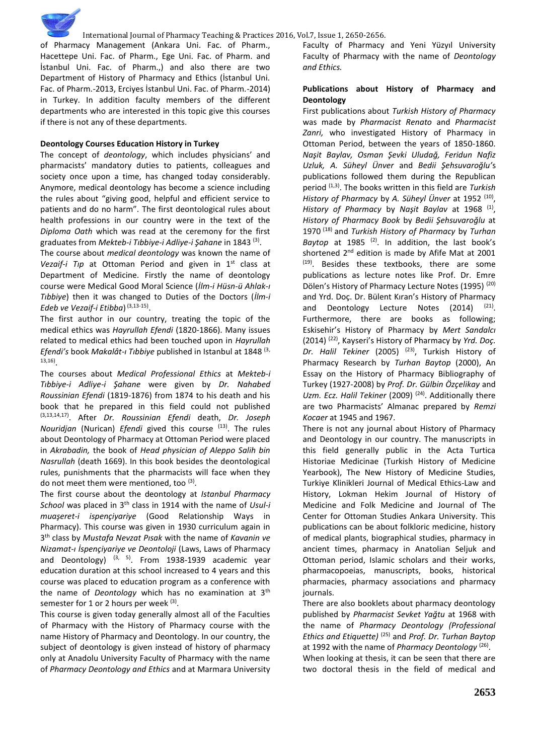of Pharmacy Management (Ankara Uni. Fac. of Pharm., Hacettepe Uni. Fac. of Pharm., Ege Uni. Fac. of Pharm. and İstanbul Uni. Fac. of Pharm.,) and also there are two Department of History of Pharmacy and Ethics (İstanbul Uni. Fac. of Pharm.-2013, Erciyes İstanbul Uni. Fac. of Pharm.-2014) in Turkey. In addition faculty members of the different departments who are interested in this topic give this courses if there is not any of these departments.

### Deontology Courses Education History in Turkey

The concept of *deontology*, which includes physicians' and pharmacists' mandatory duties to patients, colleagues and society once upon a time, has changed today considerably. Anymore, medical deontology has become a science including the rules about "giving good, helpful and efficient service to patients and do no harm". The first deontological rules about health professions in our country were in the text of the *Diploma Oath* which was read at the ceremony for the first graduates from *Mekteb-i Tıbbiye-i Adliye-i Şahane* in 1843 [3].

The course about *medical deontology* was known the name of *Vezaif-i Tıp* at Ottoman Period and given in 1st class at Department of Medicine. Firstly the name of deontology course were Medical Good Moral Science (*İlm-i Hüsn-ü Ahlak-ı Tıbbiye*) then it was changed to Duties of the Doctors (*İlm-i Edeb ve Vezaif-i Etibba*) [3,13-15].

The first author in our country, treating the topic of the medical ethics was *Hayrullah Efendi* (1820-1866). Many issues related to medical ethics had been touched upon in *Hayrullah Efendi's* book *Makalât-ı Tıbbiye* published in Istanbul at 1848 [3,13,16].

The courses about *Medical Professional Ethics* at *Mekteb-i Tıbbiye-i Adliye-i Şahane* were given by *Dr. Nahabed Roussinian Efendi* (1819-1876) from 1874 to his death and his book that he prepared in this field could not published [3,13,14,17]. After *Dr. Roussinian Efendi* death, *Dr. Joseph Nouridjan* (Nurican) *Efendi* gived this course [13]. The rules about Deontology of Pharmacy at Ottoman Period were placed in *Akrabadin,* the book of *Head physician of Aleppo Salih bin Nasrullah* (death 1669). In this book besides the deontological rules, punishments that the pharmacists will face when they do not meet them were mentioned, too [3].

The first course about the deontology at *Istanbul Pharmacy School* was placed in 3rd class in 1914 with the name of *Usul-i muaşeret-i ispençiyariye* (Good Relationship Ways in Pharmacy). This course was given in 1930 curriculum again in 3rd class by *Mustafa Nevzat Pısak* with the name of *Kavanin ve Nizamat-ı İspençiyariye ve Deontoloji* (Laws, Laws of Pharmacy and Deontology) [3, 5]. From 1938-1939 academic year education duration at this school increased to 4 years and this course was placed to education program as a conference with the name of *Deontology* which has no examination at 3rd semester for 1 or 2 hours per week [3].

This course is given today generally almost all of the Faculties of Pharmacy with the History of Pharmacy course with the name History of Pharmacy and Deontology. In our country, the subject of deontology is given instead of history of pharmacy only at Anadolu University Faculty of Pharmacy with the name of *Pharmacy Deontology and Ethics* and at Marmara University Faculty of Pharmacy and Yeni Yüzyıl University Faculty of Pharmacy with the name of *Deontology and Ethics.*

### Publications about History of Pharmacy and Deontology

First publications about *Turkish History of Pharmacy* was made by *Pharmacist Renato* and *Pharmacist Zanri,* who investigated History of Pharmacy in Ottoman Period, between the years of 1850-1860. *Naşit Baylav, Osman Şevki Uludağ, Feridun Nafiz Uzluk, A. Süheyl Ünver* and *Bedii Şehsuvaroğlu's* publications followed them during the Republican period [1,3]. The books written in this field are *Turkish History of Pharmacy* by *A. Süheyl Ünver* at 1952 [10], *History of Pharmacy* by *Naşit Baylav* at 1968 [1], *History of Pharmacy Book* by *Bedii Şehsuvaroğlu* at 1970 [18] and *Turkish History of Pharmacy* by *Turhan Baytop* at 1985 [2]. In addition, the last book's shortened 2nd edition is made by Afife Mat at 2001 [19]. Besides these textbooks, there are some publications as lecture notes like Prof. Dr. Emre Dölen's History of Pharmacy Lecture Notes (1995) [20] and Yrd. Doç. Dr. Bülent Kıran's History of Pharmacy and Deontology Lecture Notes (2014) [21]. Furthermore, there are books as following; Eskisehir's History of Pharmacy by *Mert Sandalcı* (2014) [22], Kayseri's History of Pharmacy by *Yrd. Doç. Dr. Halil Tekiner* (2005) [23], Turkish History of Pharmacy Research by *Turhan Baytop* (2000), An Essay on the History of Pharmacy Bibliography of Turkey (1927-2008) by *Prof. Dr. Gülbin Özçelikay* and *Uzm. Ecz. Halil Tekiner* (2009) [24]. Additionally there are two Pharmacists' Almanac prepared by *Remzi Kocaer* at 1945 and 1967.

There is not any journal about History of Pharmacy and Deontology in our country. The manuscripts in this field generally public in the Acta Turtica Historiae Medicinae (Turkish History of Medicine Yearbook), The New History of Medicine Studies, Turkiye Klinikleri Journal of Medical Ethics-Law and History, Lokman Hekim Journal of History of Medicine and Folk Medicine and Journal of The Center for Ottoman Studies Ankara University. This publications can be about folkloric medicine, history of medical plants, biographical studies, pharmacy in ancient times, pharmacy in Anatolian Seljuk and Ottoman period, Islamic scholars and their works, pharmacopoeias, manuscripts, books, historical pharmacies, pharmacy associations and pharmacy journals.

There are also booklets about pharmacy deontology published by *Pharmacist Sevket Yağtu* at 1968 with the name of *Pharmacy Deontology (Professional Ethics and Etiquette)* [25] and *Prof. Dr. Turhan Baytop* at 1992 with the name of *Pharmacy Deontology* [26].

When looking at thesis, it can be seen that there are two doctoral thesis in the field of medical and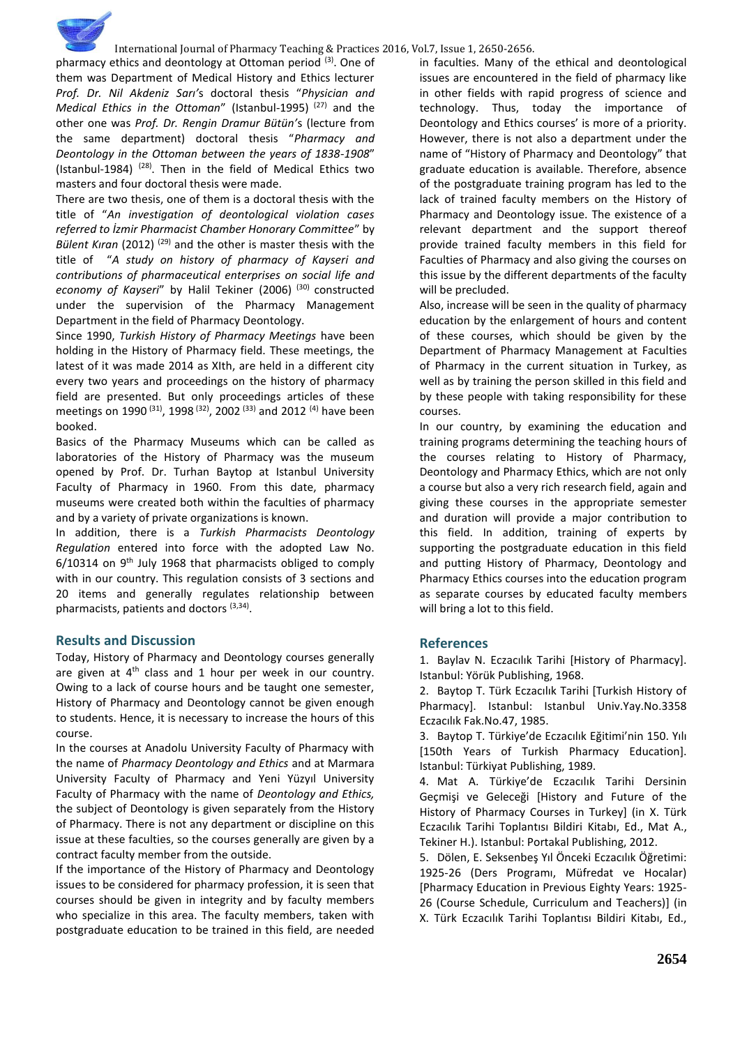pharmacy ethics and deontology at Ottoman period [3]. One of them was Department of Medical History and Ethics lecturer *Prof. Dr. Nil Akdeniz Sarı's* doctoral thesis "*Physician and Medical Ethics in the Ottoman*" (Istanbul-1995) [27] and the other one was *Prof. Dr. Rengin Dramur Bütün's* (lecture from the same department) doctoral thesis "*Pharmacy and Deontology in the Ottoman between the years of 1838-1908*" (Istanbul-1984) [28]. Then in the field of Medical Ethics two masters and four doctoral thesis were made.

There are two thesis, one of them is a doctoral thesis with the title of "*An investigation of deontological violation cases referred to İzmir Pharmacist Chamber Honorary Committee*" by *Bülent Kıran* (2012) [29] and the other is master thesis with the title of "*A study on history of pharmacy of Kayseri and contributions of pharmaceutical enterprises on social life and economy of Kayseri*" by Halil Tekiner (2006) [30] constructed under the supervision of the Pharmacy Management Department in the field of Pharmacy Deontology.

Since 1990, *Turkish History of Pharmacy Meetings* have been holding in the History of Pharmacy field. These meetings, the latest of it was made 2014 as XIth, are held in a different city every two years and proceedings on the history of pharmacy field are presented. But only proceedings articles of these meetings on 1990 [31], 1998 [32], 2002 [33] and 2012 [4] have been booked.

Basics of the Pharmacy Museums which can be called as laboratories of the History of Pharmacy was the museum opened by Prof. Dr. Turhan Baytop at Istanbul University Faculty of Pharmacy in 1960. From this date, pharmacy museums were created both within the faculties of pharmacy and by a variety of private organizations is known.

In addition, there is a *Turkish Pharmacists Deontology Regulation* entered into force with the adopted Law No. 6/10314 on 9th July 1968 that pharmacists obliged to comply with in our country. This regulation consists of 3 sections and 20 items and generally regulates relationship between pharmacists, patients and doctors [3,34].

## Results and Discussion

Today, History of Pharmacy and Deontology courses generally are given at 4th class and 1 hour per week in our country. Owing to a lack of course hours and be taught one semester, History of Pharmacy and Deontology cannot be given enough to students. Hence, it is necessary to increase the hours of this course.

In the courses at Anadolu University Faculty of Pharmacy with the name of *Pharmacy Deontology and Ethics* and at Marmara University Faculty of Pharmacy and Yeni Yüzyıl University Faculty of Pharmacy with the name of *Deontology and Ethics,* the subject of Deontology is given separately from the History of Pharmacy. There is not any department or discipline on this issue at these faculties, so the courses generally are given by a contract faculty member from the outside.

If the importance of the History of Pharmacy and Deontology issues to be considered for pharmacy profession, it is seen that courses should be given in integrity and by faculty members who specialize in this area. The faculty members, taken with postgraduate education to be trained in this field, are needed in faculties. Many of the ethical and deontological issues are encountered in the field of pharmacy like in other fields with rapid progress of science and technology. Thus, today the importance of Deontology and Ethics courses' is more of a priority. However, there is not also a department under the name of "History of Pharmacy and Deontology" that graduate education is available. Therefore, absence of the postgraduate training program has led to the lack of trained faculty members on the History of Pharmacy and Deontology issue. The existence of a relevant department and the support thereof provide trained faculty members in this field for Faculties of Pharmacy and also giving the courses on this issue by the different departments of the faculty will be precluded.

Also, increase will be seen in the quality of pharmacy education by the enlargement of hours and content of these courses, which should be given by the Department of Pharmacy Management at Faculties of Pharmacy in the current situation in Turkey, as well as by training the person skilled in this field and by these people with taking responsibility for these courses.

In our country, by examining the education and training programs determining the teaching hours of the courses relating to History of Pharmacy, Deontology and Pharmacy Ethics, which are not only a course but also a very rich research field, again and giving these courses in the appropriate semester and duration will provide a major contribution to this field. In addition, training of experts by supporting the postgraduate education in this field and putting History of Pharmacy, Deontology and Pharmacy Ethics courses into the education program as separate courses by educated faculty members will bring a lot to this field.

## References

1. Baylav N. Eczacılık Tarihi [History of Pharmacy]. Istanbul: Yörük Publishing, 1968.
2. Baytop T. Türk Eczacılık Tarihi [Turkish History of Pharmacy]. Istanbul: Istanbul Univ.Yay.No.3358 Eczacılık Fak.No.47, 1985.
3. Baytop T. Türkiye'de Eczacılık Eğitimi'nin 150. Yılı [150th Years of Turkish Pharmacy Education]. Istanbul: Türkiyat Publishing, 1989.
4. Mat A. Türkiye'de Eczacılık Tarihi Dersinin Geçmişi ve Geleceği [History and Future of the History of Pharmacy Courses in Turkey] (in X. Türk Eczacılık Tarihi Toplantısı Bildiri Kitabı, Ed., Mat A., Tekiner H.). Istanbul: Portakal Publishing, 2012.
5. Dölen, E. Seksenbeş Yıl Önceki Eczacılık Öğretimi: 1925-26 (Ders Programı, Müfredat ve Hocalar) [Pharmacy Education in Previous Eighty Years: 1925-26 (Course Schedule, Curriculum and Teachers)] (in X. Türk Eczacılık Tarihi Toplantısı Bildiri Kitabı, Ed.,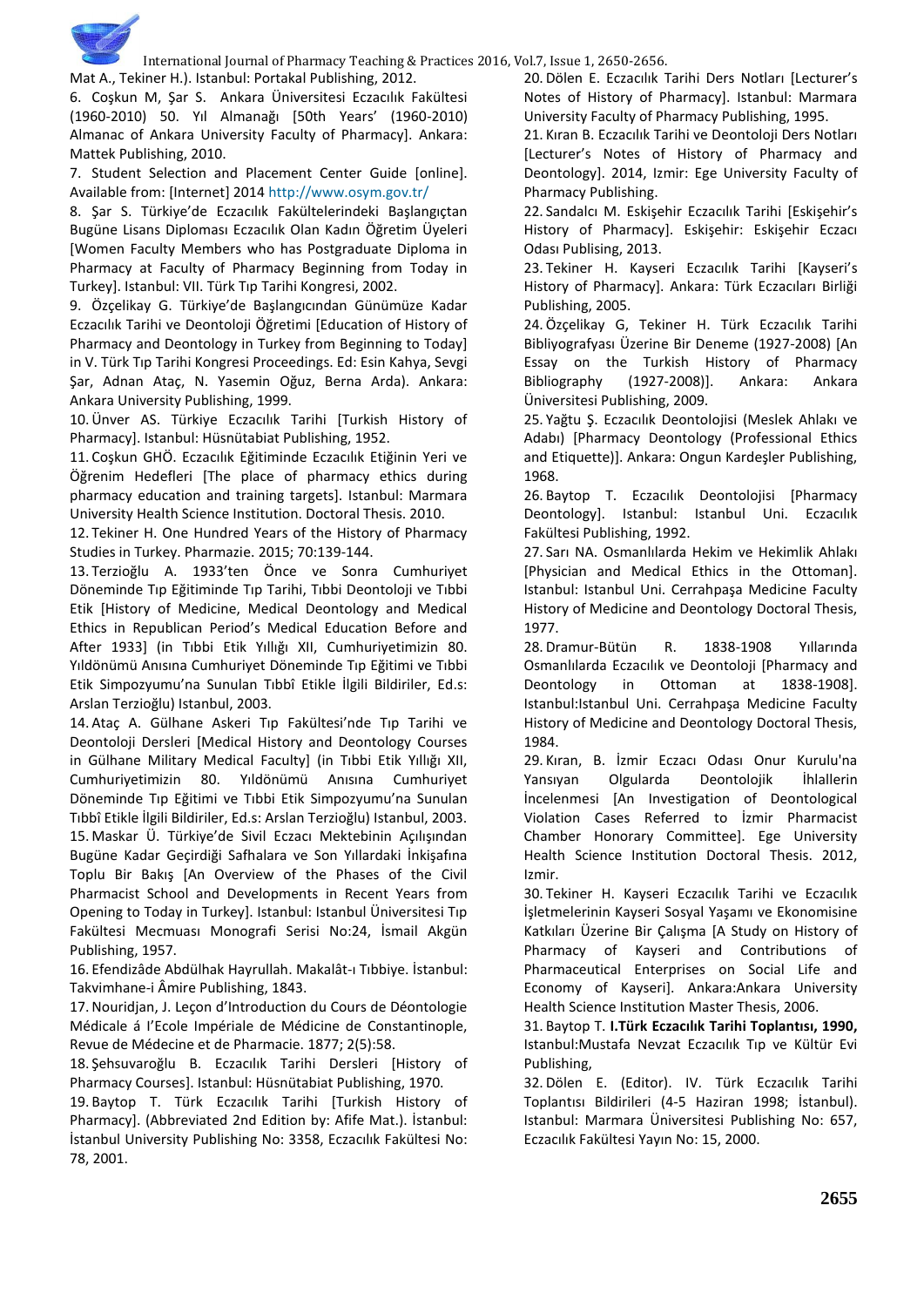Mat A., Tekiner H.). Istanbul: Portakal Publishing, 2012.

6. Coşkun M, Şar S. Ankara Üniversitesi Eczacılık Fakültesi (1960-2010) 50. Yıl Almanağı [50th Years' (1960-2010) Almanac of Ankara University Faculty of Pharmacy]. Ankara: Mattek Publishing, 2010.

7. Student Selection and Placement Center Guide [online]. Available from: [Internet] 2014 http://www.osym.gov.tr/

8. Şar S. Türkiye'de Eczacılık Fakültelerindeki Başlangıçtan Bugüne Lisans Diploması Eczacılık Olan Kadın Öğretim Üyeleri [Women Faculty Members who has Postgraduate Diploma in Pharmacy at Faculty of Pharmacy Beginning from Today in Turkey]. Istanbul: VII. Türk Tıp Tarihi Kongresi, 2002.

9. Özçelikay G. Türkiye'de Başlangıcından Günümüze Kadar Eczacılık Tarihi ve Deontoloji Öğretimi [Education of History of Pharmacy and Deontology in Turkey from Beginning to Today] in V. Türk Tıp Tarihi Kongresi Proceedings. Ed: Esin Kahya, Sevgi Şar, Adnan Ataç, N. Yasemin Oğuz, Berna Arda). Ankara: Ankara University Publishing, 1999.

10. Ünver AS. Türkiye Eczacılık Tarihi [Turkish History of Pharmacy]. Istanbul: Hüsnütabiat Publishing, 1952.

11. Coşkun GHÖ. Eczacılık Eğitiminde Eczacılık Etiğinin Yeri ve Öğrenim Hedefleri [The place of pharmacy ethics during pharmacy education and training targets]. Istanbul: Marmara University Health Science Institution. Doctoral Thesis. 2010.

12. Tekiner H. One Hundred Years of the History of Pharmacy Studies in Turkey. Pharmazie. 2015; 70:139-144.

13. Terzioğlu A. 1933'ten Önce ve Sonra Cumhuriyet Döneminde Tıp Eğitiminde Tıp Tarihi, Tıbbi Deontoloji ve Tıbbi Etik [History of Medicine, Medical Deontology and Medical Ethics in Republican Period's Medical Education Before and After 1933] (in Tıbbi Etik Yıllığı XII, Cumhuriyetimizin 80. Yıldönümü Anısına Cumhuriyet Döneminde Tıp Eğitimi ve Tıbbi Etik Simpozyumu'na Sunulan Tıbbî Etikle İlgili Bildiriler, Ed.s: Arslan Terzioğlu) Istanbul, 2003.

14. Ataç A. Gülhane Askeri Tıp Fakültesi'nde Tıp Tarihi ve Deontoloji Dersleri [Medical History and Deontology Courses in Gülhane Military Medical Faculty] (in Tıbbi Etik Yıllığı XII, Cumhuriyetimizin 80. Yıldönümü Anısına Cumhuriyet Döneminde Tıp Eğitimi ve Tıbbi Etik Simpozyumu'na Sunulan Tıbbî Etikle İlgili Bildiriler, Ed.s: Arslan Terzioğlu) Istanbul, 2003.

15. Maskar Ü. Türkiye'de Sivil Eczacı Mektebinin Açılışından Bugüne Kadar Geçirdiği Safhalara ve Son Yıllardaki İnkişafına Toplu Bir Bakış [An Overview of the Phases of the Civil Pharmacist School and Developments in Recent Years from Opening to Today in Turkey]. Istanbul: Istanbul Üniversitesi Tıp Fakültesi Mecmuası Monografi Serisi No:24, İsmail Akgün Publishing, 1957.

16. Efendizâde Abdülhak Hayrullah. Makalât-ı Tıbbiye. İstanbul: Takvimhane-i Âmire Publishing, 1843.

17. Nouridjan, J. Leçon d'Introduction du Cours de Déontologie Médicale á l'Ecole Impériale de Médicine de Constantinople, Revue de Médecine et de Pharmacie. 1877; 2(5):58.

18. Şehsuvaroğlu B. Eczacılık Tarihi Dersleri [History of Pharmacy Courses]. Istanbul: Hüsnütabiat Publishing, 1970.

19. Baytop T. Türk Eczacılık Tarihi [Turkish History of Pharmacy]. (Abbreviated 2nd Edition by: Afife Mat.). İstanbul: İstanbul University Publishing No: 3358, Eczacılık Fakültesi No: 78, 2001.

20. Dölen E. Eczacılık Tarihi Ders Notları [Lecturer's Notes of History of Pharmacy]. Istanbul: Marmara University Faculty of Pharmacy Publishing, 1995.

21. Kıran B. Eczacılık Tarihi ve Deontoloji Ders Notları [Lecturer's Notes of History of Pharmacy and Deontology]. 2014, Izmir: Ege University Faculty of Pharmacy Publishing.

22. Sandalcı M. Eskişehir Eczacılık Tarihi [Eskişehir's History of Pharmacy]. Eskişehir: Eskişehir Eczacı Odası Publising, 2013.

23. Tekiner H. Kayseri Eczacılık Tarihi [Kayseri's History of Pharmacy]. Ankara: Türk Eczacıları Birliği Publishing, 2005.

24. Özçelikay G, Tekiner H. Türk Eczacılık Tarihi Bibliyografyası Üzerine Bir Deneme (1927-2008) [An Essay on the Turkish History of Pharmacy Bibliography (1927-2008)]. Ankara: Ankara Üniversitesi Publishing, 2009.

25. Yağtu Ş. Eczacılık Deontolojisi (Meslek Ahlakı ve Adabı) [Pharmacy Deontology (Professional Ethics and Etiquette)]. Ankara: Ongun Kardeşler Publishing, 1968.

26. Baytop T. Eczacılık Deontolojisi [Pharmacy Deontology]. Istanbul: Istanbul Uni. Eczacılık Fakültesi Publishing, 1992.

27. Sarı NA. Osmanlılarda Hekim ve Hekimlik Ahlakı [Physician and Medical Ethics in the Ottoman]. Istanbul: Istanbul Uni. Cerrahpaşa Medicine Faculty History of Medicine and Deontology Doctoral Thesis, 1977.

28. Dramur-Bütün R. 1838-1908 Yıllarında Osmanlılarda Eczacılık ve Deontoloji [Pharmacy and Deontology in Ottoman at 1838-1908]. Istanbul:Istanbul Uni. Cerrahpaşa Medicine Faculty History of Medicine and Deontology Doctoral Thesis, 1984.

29. Kıran, B. İzmir Eczacı Odası Onur Kurulu'na Yansıyan Olgularda Deontolojik İhlallerin İncelenmesi [An Investigation of Deontological Violation Cases Referred to İzmir Pharmacist Chamber Honorary Committee]. Ege University Health Science Institution Doctoral Thesis. 2012, Izmir.

30. Tekiner H. Kayseri Eczacılık Tarihi ve Eczacılık İşletmelerinin Kayseri Sosyal Yaşamı ve Ekonomisine Katkıları Üzerine Bir Çalışma [A Study on History of Pharmacy of Kayseri and Contributions of Pharmaceutical Enterprises on Social Life and Economy of Kayseri]. Ankara:Ankara University Health Science Institution Master Thesis, 2006.

31. Baytop T. **I.Türk Eczacılık Tarihi Toplantısı, 1990,** Istanbul:Mustafa Nevzat Eczacılık Tıp ve Kültür Evi Publishing,

32. Dölen E. (Editor). IV. Türk Eczacılık Tarihi Toplantısı Bildirileri (4-5 Haziran 1998; İstanbul). Istanbul: Marmara Üniversitesi Publishing No: 657, Eczacılık Fakültesi Yayın No: 15, 2000.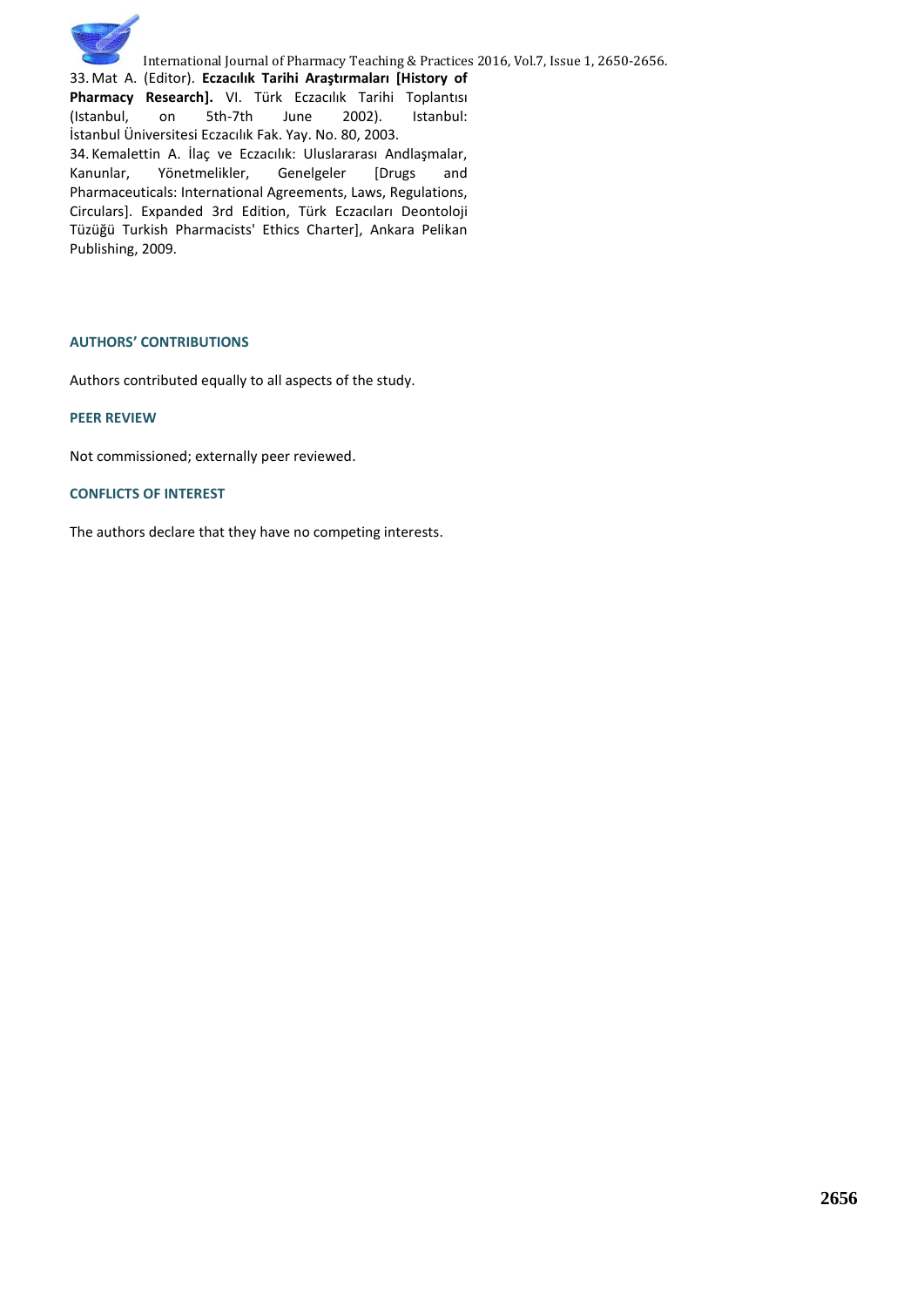33. Mat A. (Editor). **Eczacılık Tarihi Araştırmaları [History of Pharmacy Research].** VI. Türk Eczacılık Tarihi Toplantısı (Istanbul, on 5th-7th June 2002). Istanbul: İstanbul Üniversitesi Eczacılık Fak. Yay. No. 80, 2003.

34. Kemalettin A. İlaç ve Eczacılık: Uluslararası Andlaşmalar, Kanunlar, Yönetmelikler, Genelgeler [Drugs and Pharmaceuticals: International Agreements, Laws, Regulations, Circulars]. Expanded 3rd Edition, Türk Eczacıları Deontoloji Tüzüğü Turkish Pharmacists' Ethics Charter], Ankara Pelikan Publishing, 2009.

#### AUTHORS' CONTRIBUTIONS

Authors contributed equally to all aspects of the study.

#### PEER REVIEW

Not commissioned; externally peer reviewed.

#### CONFLICTS OF INTEREST

The authors declare that they have no competing interests.